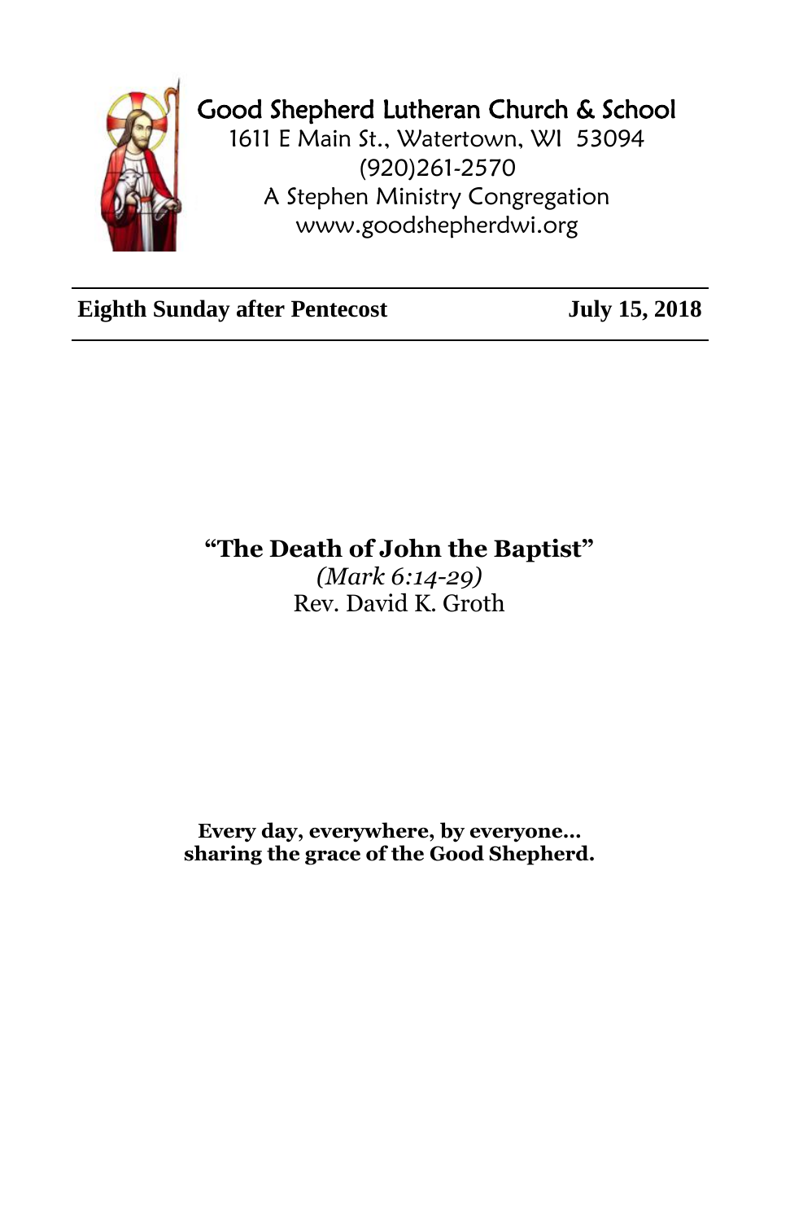# Good Shepherd Lutheran Church & School

1611 E Main St., Watertown, WI 53094

(920)261-2570

A Stephen Ministry Congregation

www.goodshepherdwi.org

---

**Eighth Sunday after Pentecost** **July 15, 2018**

---

## "The Death of John the Baptist"

*(Mark 6:14-29)*

Rev. David K. Groth

**Every day, everywhere, by everyone…**
**sharing the grace of the Good Shepherd.**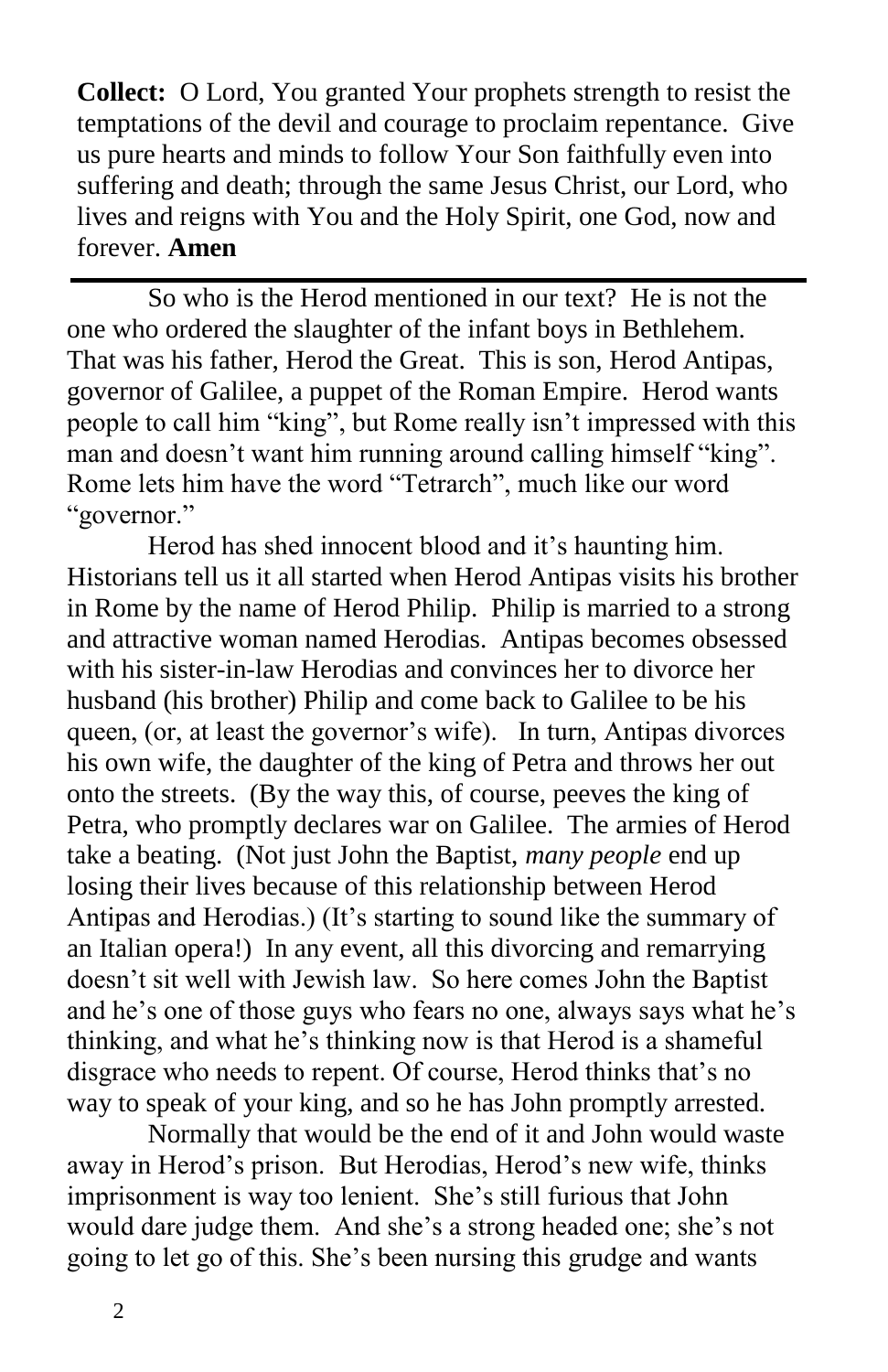**Collect:** O Lord, You granted Your prophets strength to resist the temptations of the devil and courage to proclaim repentance. Give us pure hearts and minds to follow Your Son faithfully even into suffering and death; through the same Jesus Christ, our Lord, who lives and reigns with You and the Holy Spirit, one God, now and forever. **Amen**

---

So who is the Herod mentioned in our text? He is not the one who ordered the slaughter of the infant boys in Bethlehem. That was his father, Herod the Great. This is son, Herod Antipas, governor of Galilee, a puppet of the Roman Empire. Herod wants people to call him "king", but Rome really isn't impressed with this man and doesn't want him running around calling himself "king". Rome lets him have the word "Tetrarch", much like our word "governor."

Herod has shed innocent blood and it's haunting him. Historians tell us it all started when Herod Antipas visits his brother in Rome by the name of Herod Philip. Philip is married to a strong and attractive woman named Herodias. Antipas becomes obsessed with his sister-in-law Herodias and convinces her to divorce her husband (his brother) Philip and come back to Galilee to be his queen, (or, at least the governor's wife). In turn, Antipas divorces his own wife, the daughter of the king of Petra and throws her out onto the streets. (By the way this, of course, peeves the king of Petra, who promptly declares war on Galilee. The armies of Herod take a beating. (Not just John the Baptist, *many people* end up losing their lives because of this relationship between Herod Antipas and Herodias.) (It's starting to sound like the summary of an Italian opera!) In any event, all this divorcing and remarrying doesn't sit well with Jewish law. So here comes John the Baptist and he's one of those guys who fears no one, always says what he's thinking, and what he's thinking now is that Herod is a shameful disgrace who needs to repent. Of course, Herod thinks that's no way to speak of your king, and so he has John promptly arrested.

Normally that would be the end of it and John would waste away in Herod's prison. But Herodias, Herod's new wife, thinks imprisonment is way too lenient. She's still furious that John would dare judge them. And she's a strong headed one; she's not going to let go of this. She's been nursing this grudge and wants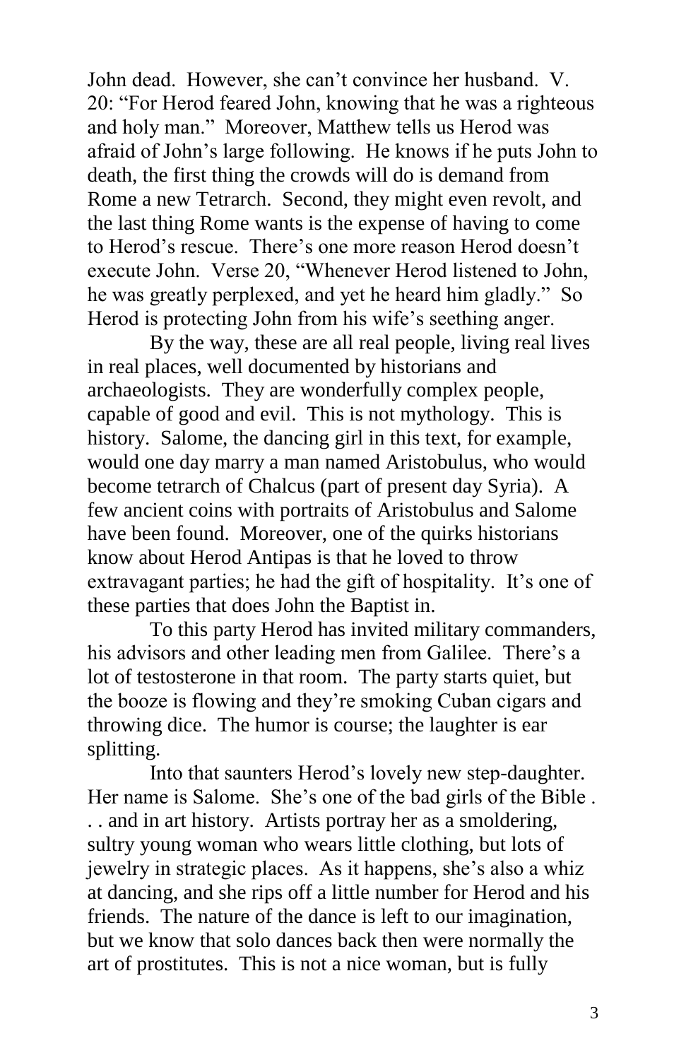John dead. However, she can't convince her husband. V. 20: "For Herod feared John, knowing that he was a righteous and holy man." Moreover, Matthew tells us Herod was afraid of John's large following. He knows if he puts John to death, the first thing the crowds will do is demand from Rome a new Tetrarch. Second, they might even revolt, and the last thing Rome wants is the expense of having to come to Herod's rescue. There's one more reason Herod doesn't execute John. Verse 20, "Whenever Herod listened to John, he was greatly perplexed, and yet he heard him gladly." So Herod is protecting John from his wife's seething anger.

By the way, these are all real people, living real lives in real places, well documented by historians and archaeologists. They are wonderfully complex people, capable of good and evil. This is not mythology. This is history. Salome, the dancing girl in this text, for example, would one day marry a man named Aristobulus, who would become tetrarch of Chalcus (part of present day Syria). A few ancient coins with portraits of Aristobulus and Salome have been found. Moreover, one of the quirks historians know about Herod Antipas is that he loved to throw extravagant parties; he had the gift of hospitality. It's one of these parties that does John the Baptist in.

To this party Herod has invited military commanders, his advisors and other leading men from Galilee. There's a lot of testosterone in that room. The party starts quiet, but the booze is flowing and they're smoking Cuban cigars and throwing dice. The humor is course; the laughter is ear splitting.

Into that saunters Herod's lovely new step-daughter. Her name is Salome. She's one of the bad girls of the Bible . . . and in art history. Artists portray her as a smoldering, sultry young woman who wears little clothing, but lots of jewelry in strategic places. As it happens, she's also a whiz at dancing, and she rips off a little number for Herod and his friends. The nature of the dance is left to our imagination, but we know that solo dances back then were normally the art of prostitutes. This is not a nice woman, but is fully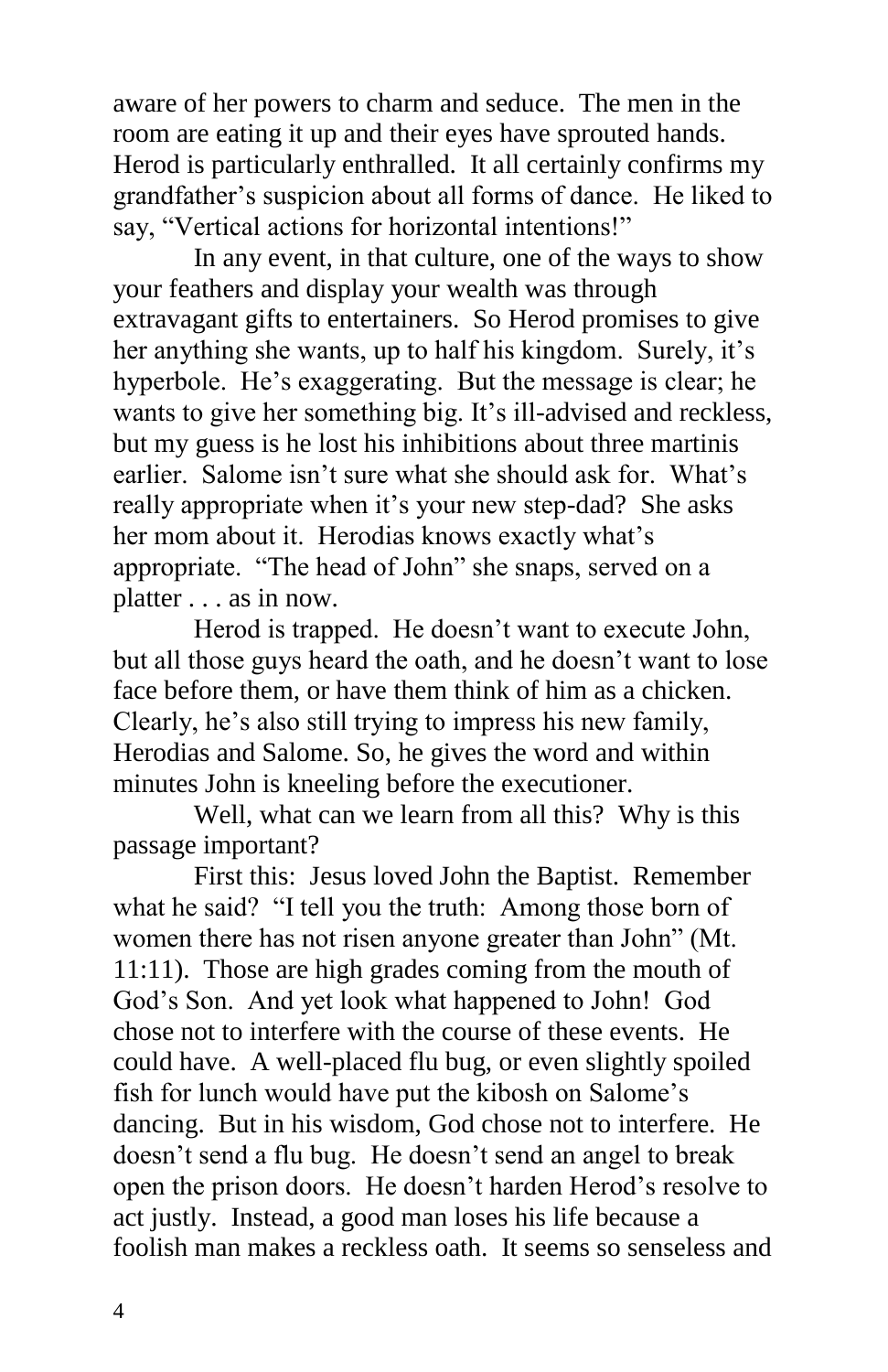aware of her powers to charm and seduce. The men in the room are eating it up and their eyes have sprouted hands. Herod is particularly enthralled. It all certainly confirms my grandfather's suspicion about all forms of dance. He liked to say, "Vertical actions for horizontal intentions!"

In any event, in that culture, one of the ways to show your feathers and display your wealth was through extravagant gifts to entertainers. So Herod promises to give her anything she wants, up to half his kingdom. Surely, it's hyperbole. He's exaggerating. But the message is clear; he wants to give her something big. It's ill-advised and reckless, but my guess is he lost his inhibitions about three martinis earlier. Salome isn't sure what she should ask for. What's really appropriate when it's your new step-dad? She asks her mom about it. Herodias knows exactly what's appropriate. "The head of John" she snaps, served on a platter . . . as in now.

Herod is trapped. He doesn't want to execute John, but all those guys heard the oath, and he doesn't want to lose face before them, or have them think of him as a chicken. Clearly, he's also still trying to impress his new family, Herodias and Salome. So, he gives the word and within minutes John is kneeling before the executioner.

Well, what can we learn from all this? Why is this passage important?

First this: Jesus loved John the Baptist. Remember what he said? "I tell you the truth: Among those born of women there has not risen anyone greater than John" (Mt. 11:11). Those are high grades coming from the mouth of God's Son. And yet look what happened to John! God chose not to interfere with the course of these events. He could have. A well-placed flu bug, or even slightly spoiled fish for lunch would have put the kibosh on Salome's dancing. But in his wisdom, God chose not to interfere. He doesn't send a flu bug. He doesn't send an angel to break open the prison doors. He doesn't harden Herod's resolve to act justly. Instead, a good man loses his life because a foolish man makes a reckless oath. It seems so senseless and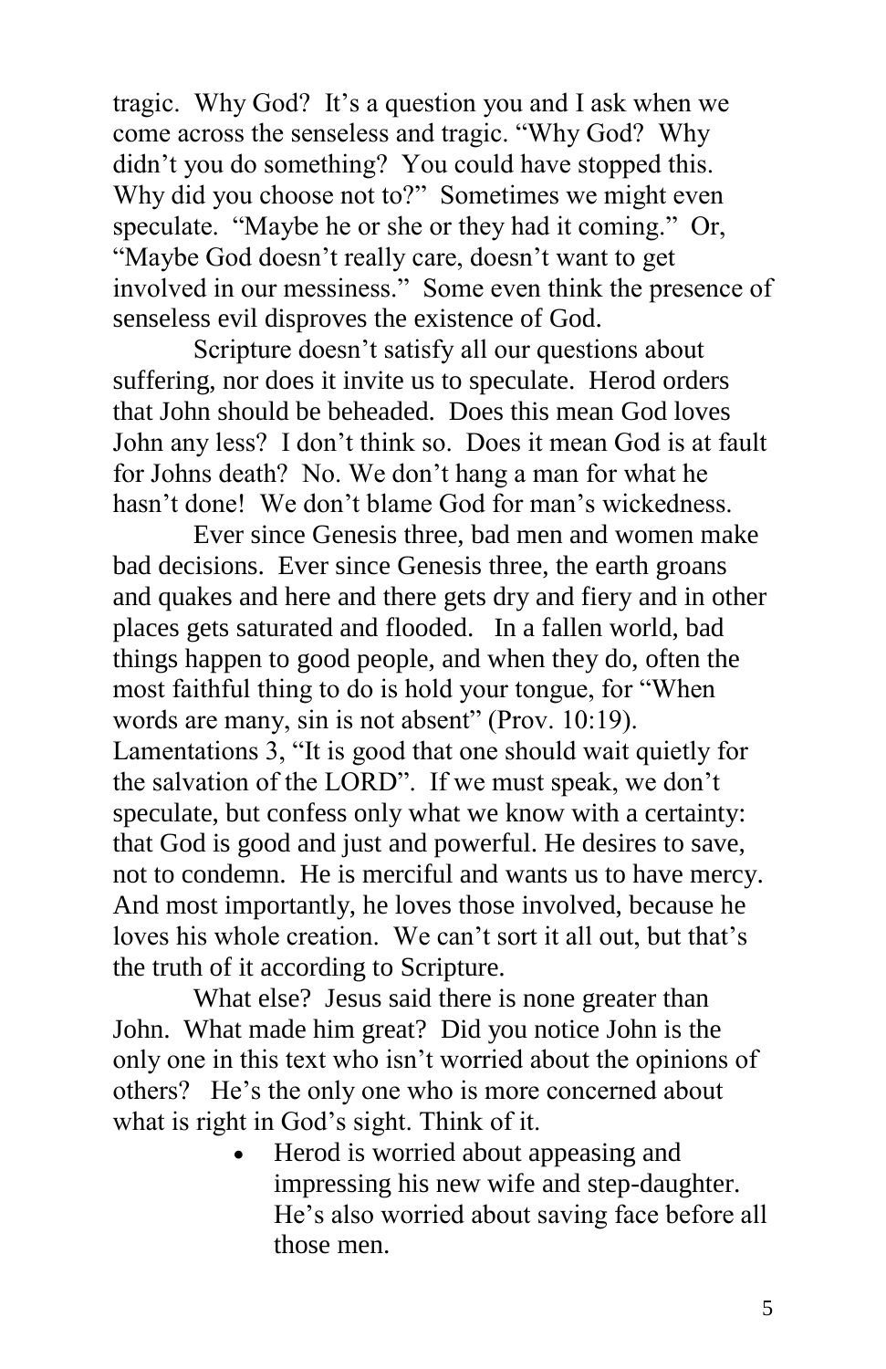tragic. Why God? It's a question you and I ask when we come across the senseless and tragic. "Why God? Why didn't you do something? You could have stopped this. Why did you choose not to?" Sometimes we might even speculate. "Maybe he or she or they had it coming." Or, "Maybe God doesn't really care, doesn't want to get involved in our messiness." Some even think the presence of senseless evil disproves the existence of God.

Scripture doesn't satisfy all our questions about suffering, nor does it invite us to speculate. Herod orders that John should be beheaded. Does this mean God loves John any less? I don't think so. Does it mean God is at fault for Johns death? No. We don't hang a man for what he hasn't done! We don't blame God for man's wickedness.

Ever since Genesis three, bad men and women make bad decisions. Ever since Genesis three, the earth groans and quakes and here and there gets dry and fiery and in other places gets saturated and flooded. In a fallen world, bad things happen to good people, and when they do, often the most faithful thing to do is hold your tongue, for "When words are many, sin is not absent" (Prov. 10:19). Lamentations 3, "It is good that one should wait quietly for the salvation of the LORD". If we must speak, we don't speculate, but confess only what we know with a certainty: that God is good and just and powerful. He desires to save, not to condemn. He is merciful and wants us to have mercy. And most importantly, he loves those involved, because he loves his whole creation. We can't sort it all out, but that's the truth of it according to Scripture.

What else? Jesus said there is none greater than John. What made him great? Did you notice John is the only one in this text who isn't worried about the opinions of others? He's the only one who is more concerned about what is right in God's sight. Think of it.

- Herod is worried about appeasing and impressing his new wife and step-daughter. He's also worried about saving face before all those men.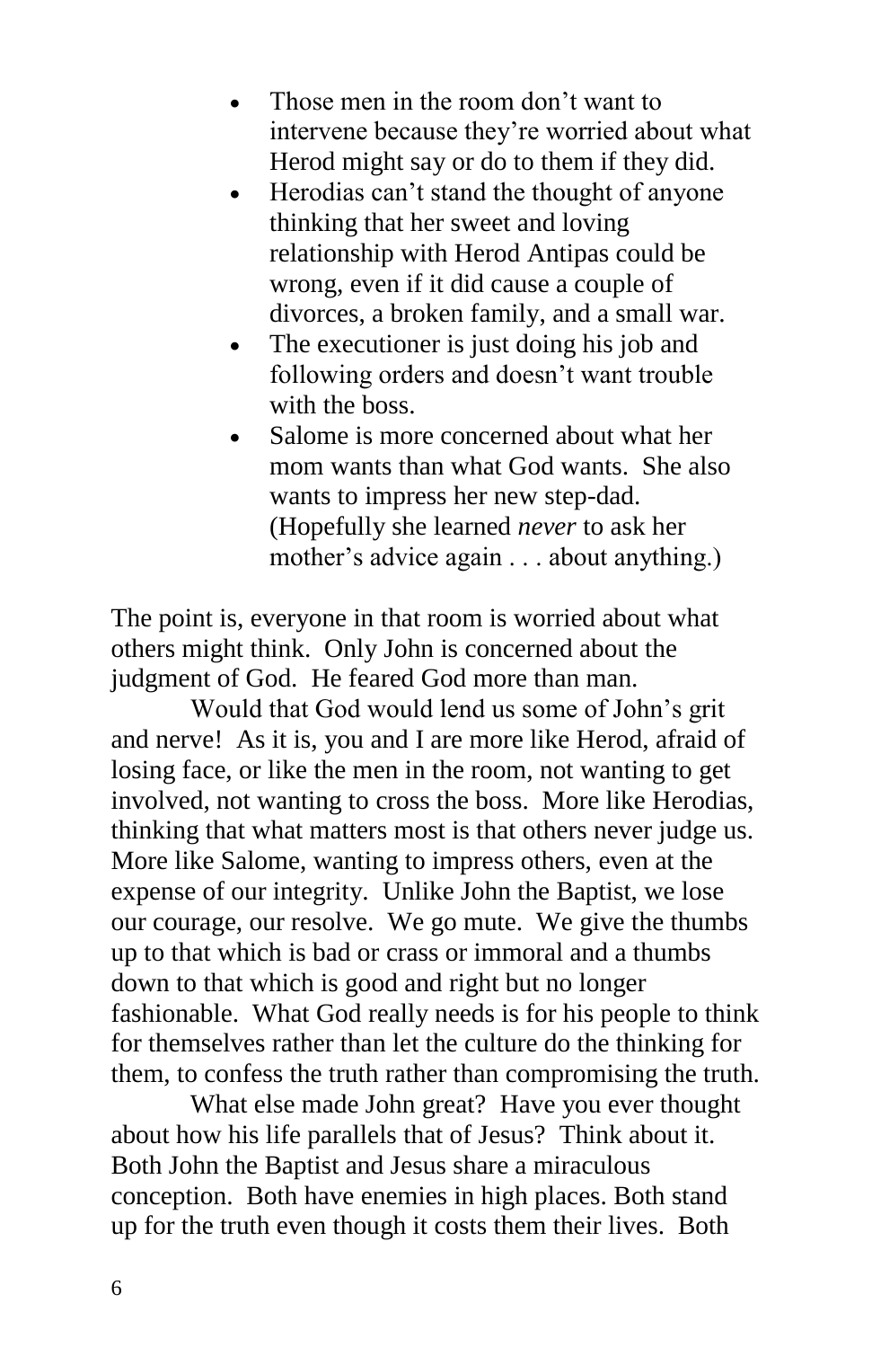- Those men in the room don't want to intervene because they're worried about what Herod might say or do to them if they did.
- Herodias can't stand the thought of anyone thinking that her sweet and loving relationship with Herod Antipas could be wrong, even if it did cause a couple of divorces, a broken family, and a small war.
- The executioner is just doing his job and following orders and doesn't want trouble with the boss.
- Salome is more concerned about what her mom wants than what God wants. She also wants to impress her new step-dad. (Hopefully she learned *never* to ask her mother's advice again . . . about anything.)

The point is, everyone in that room is worried about what others might think. Only John is concerned about the judgment of God. He feared God more than man.

Would that God would lend us some of John's grit and nerve! As it is, you and I are more like Herod, afraid of losing face, or like the men in the room, not wanting to get involved, not wanting to cross the boss. More like Herodias, thinking that what matters most is that others never judge us. More like Salome, wanting to impress others, even at the expense of our integrity. Unlike John the Baptist, we lose our courage, our resolve. We go mute. We give the thumbs up to that which is bad or crass or immoral and a thumbs down to that which is good and right but no longer fashionable. What God really needs is for his people to think for themselves rather than let the culture do the thinking for them, to confess the truth rather than compromising the truth.

What else made John great? Have you ever thought about how his life parallels that of Jesus? Think about it. Both John the Baptist and Jesus share a miraculous conception. Both have enemies in high places. Both stand up for the truth even though it costs them their lives. Both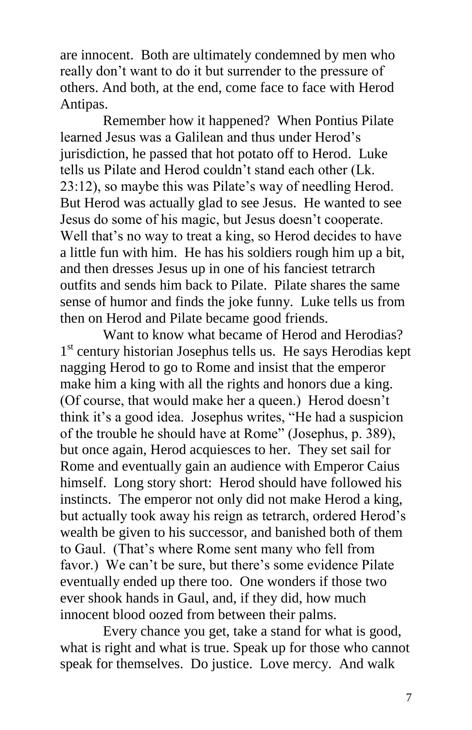are innocent. Both are ultimately condemned by men who really don't want to do it but surrender to the pressure of others. And both, at the end, come face to face with Herod Antipas.

Remember how it happened? When Pontius Pilate learned Jesus was a Galilean and thus under Herod's jurisdiction, he passed that hot potato off to Herod. Luke tells us Pilate and Herod couldn't stand each other (Lk. 23:12), so maybe this was Pilate's way of needling Herod. But Herod was actually glad to see Jesus. He wanted to see Jesus do some of his magic, but Jesus doesn't cooperate. Well that's no way to treat a king, so Herod decides to have a little fun with him. He has his soldiers rough him up a bit, and then dresses Jesus up in one of his fanciest tetrarch outfits and sends him back to Pilate. Pilate shares the same sense of humor and finds the joke funny. Luke tells us from then on Herod and Pilate became good friends.

Want to know what became of Herod and Herodias? 1st century historian Josephus tells us. He says Herodias kept nagging Herod to go to Rome and insist that the emperor make him a king with all the rights and honors due a king. (Of course, that would make her a queen.) Herod doesn't think it's a good idea. Josephus writes, "He had a suspicion of the trouble he should have at Rome" (Josephus, p. 389), but once again, Herod acquiesces to her. They set sail for Rome and eventually gain an audience with Emperor Caius himself. Long story short: Herod should have followed his instincts. The emperor not only did not make Herod a king, but actually took away his reign as tetrarch, ordered Herod's wealth be given to his successor, and banished both of them to Gaul. (That's where Rome sent many who fell from favor.) We can't be sure, but there's some evidence Pilate eventually ended up there too. One wonders if those two ever shook hands in Gaul, and, if they did, how much innocent blood oozed from between their palms.

Every chance you get, take a stand for what is good, what is right and what is true. Speak up for those who cannot speak for themselves. Do justice. Love mercy. And walk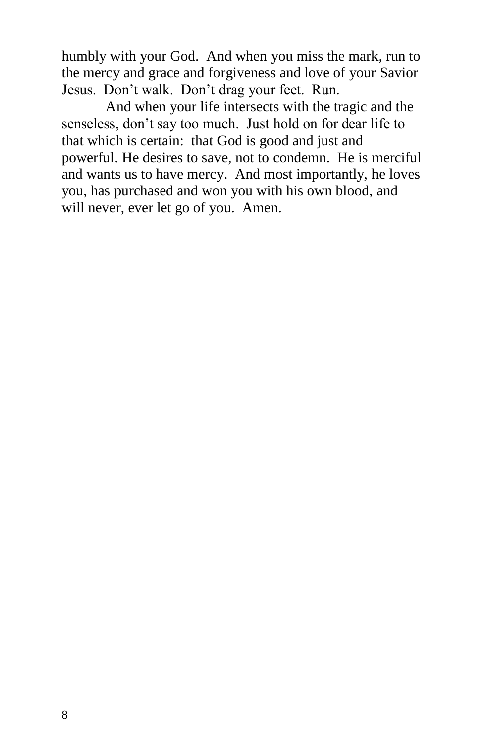humbly with your God. And when you miss the mark, run to the mercy and grace and forgiveness and love of your Savior Jesus. Don't walk. Don't drag your feet. Run.

And when your life intersects with the tragic and the senseless, don't say too much. Just hold on for dear life to that which is certain: that God is good and just and powerful. He desires to save, not to condemn. He is merciful and wants us to have mercy. And most importantly, he loves you, has purchased and won you with his own blood, and will never, ever let go of you. Amen.